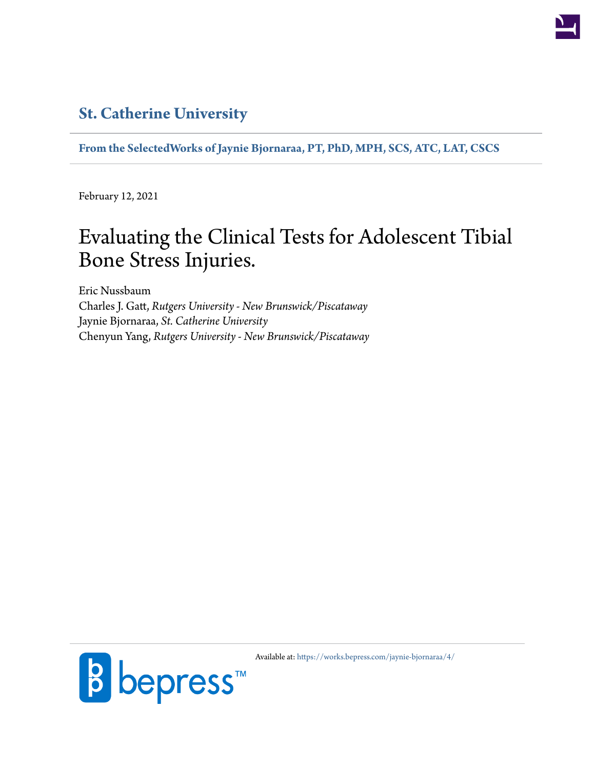## St. Catherine University

**From the SelectedWorks of Jaynie Bjornaraa, PT, PhD, MPH, SCS, ATC, LAT, CSCS**

February 12, 2021

# Evaluating the Clinical Tests for Adolescent Tibial Bone Stress Injuries.

Eric Nussbaum
Charles J. Gatt, *Rutgers University - New Brunswick/Piscataway*
Jaynie Bjornaraa, *St. Catherine University*
Chenyun Yang, *Rutgers University - New Brunswick/Piscataway*

Available at: https://works.bepress.com/jaynie-bjornaraa/4/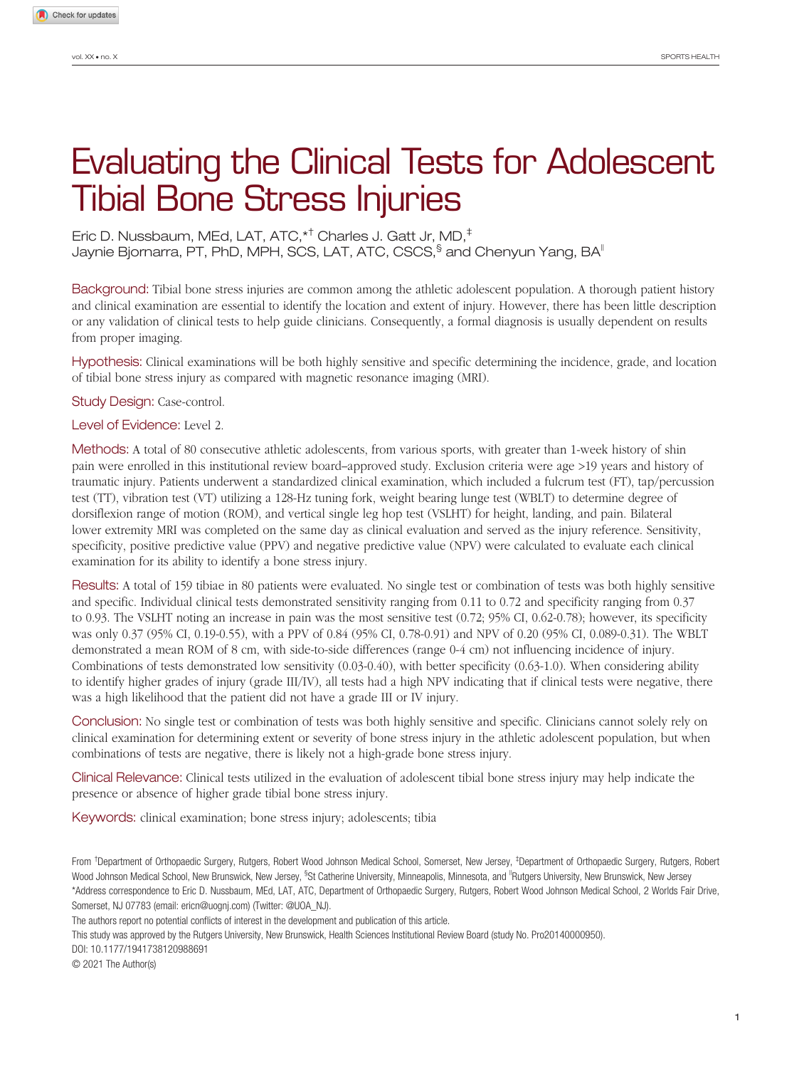# Evaluating the Clinical Tests for Adolescent Tibial Bone Stress Injuries

Eric D. Nussbaum, MEd, LAT, ATC,[*†] Charles J. Gatt Jr, MD,[‡] Jaynie Bjornarra, PT, PhD, MPH, SCS, LAT, ATC, CSCS,[§] and Chenyun Yang, BA[‖]

**Background:** Tibial bone stress injuries are common among the athletic adolescent population. A thorough patient history and clinical examination are essential to identify the location and extent of injury. However, there has been little description or any validation of clinical tests to help guide clinicians. Consequently, a formal diagnosis is usually dependent on results from proper imaging.

**Hypothesis:** Clinical examinations will be both highly sensitive and specific determining the incidence, grade, and location of tibial bone stress injury as compared with magnetic resonance imaging (MRI).

**Study Design:** Case-control.

**Level of Evidence:** Level 2.

**Methods:** A total of 80 consecutive athletic adolescents, from various sports, with greater than 1-week history of shin pain were enrolled in this institutional review board–approved study. Exclusion criteria were age >19 years and history of traumatic injury. Patients underwent a standardized clinical examination, which included a fulcrum test (FT), tap/percussion test (TT), vibration test (VT) utilizing a 128-Hz tuning fork, weight bearing lunge test (WBLT) to determine degree of dorsiflexion range of motion (ROM), and vertical single leg hop test (VSLHT) for height, landing, and pain. Bilateral lower extremity MRI was completed on the same day as clinical evaluation and served as the injury reference. Sensitivity, specificity, positive predictive value (PPV) and negative predictive value (NPV) were calculated to evaluate each clinical examination for its ability to identify a bone stress injury.

**Results:** A total of 159 tibiae in 80 patients were evaluated. No single test or combination of tests was both highly sensitive and specific. Individual clinical tests demonstrated sensitivity ranging from 0.11 to 0.72 and specificity ranging from 0.37 to 0.93. The VSLHT noting an increase in pain was the most sensitive test (0.72; 95% CI, 0.62-0.78); however, its specificity was only 0.37 (95% CI, 0.19-0.55), with a PPV of 0.84 (95% CI, 0.78-0.91) and NPV of 0.20 (95% CI, 0.089-0.31). The WBLT demonstrated a mean ROM of 8 cm, with side-to-side differences (range 0-4 cm) not influencing incidence of injury. Combinations of tests demonstrated low sensitivity (0.03-0.40), with better specificity (0.63-1.0). When considering ability to identify higher grades of injury (grade III/IV), all tests had a high NPV indicating that if clinical tests were negative, there was a high likelihood that the patient did not have a grade III or IV injury.

**Conclusion:** No single test or combination of tests was both highly sensitive and specific. Clinicians cannot solely rely on clinical examination for determining extent or severity of bone stress injury in the athletic adolescent population, but when combinations of tests are negative, there is likely not a high-grade bone stress injury.

**Clinical Relevance:** Clinical tests utilized in the evaluation of adolescent tibial bone stress injury may help indicate the presence or absence of higher grade tibial bone stress injury.

**Keywords:** clinical examination; bone stress injury; adolescents; tibia

From [†]Department of Orthopaedic Surgery, Rutgers, Robert Wood Johnson Medical School, Somerset, New Jersey, [‡]Department of Orthopaedic Surgery, Rutgers, Robert Wood Johnson Medical School, New Brunswick, New Jersey, [§]St Catherine University, Minneapolis, Minnesota, and [‖]Rutgers University, New Brunswick, New Jersey

*Address correspondence to Eric D. Nussbaum, MEd, LAT, ATC, Department of Orthopaedic Surgery, Rutgers, Robert Wood Johnson Medical School, 2 Worlds Fair Drive, Somerset, NJ 07783 (email: ericn@uognj.com) (Twitter: @UOA_NJ).

The authors report no potential conflicts of interest in the development and publication of this article.

This study was approved by the Rutgers University, New Brunswick, Health Sciences Institutional Review Board (study No. Pro20140000950).

DOI: 10.1177/1941738120988691

© 2021 The Author(s)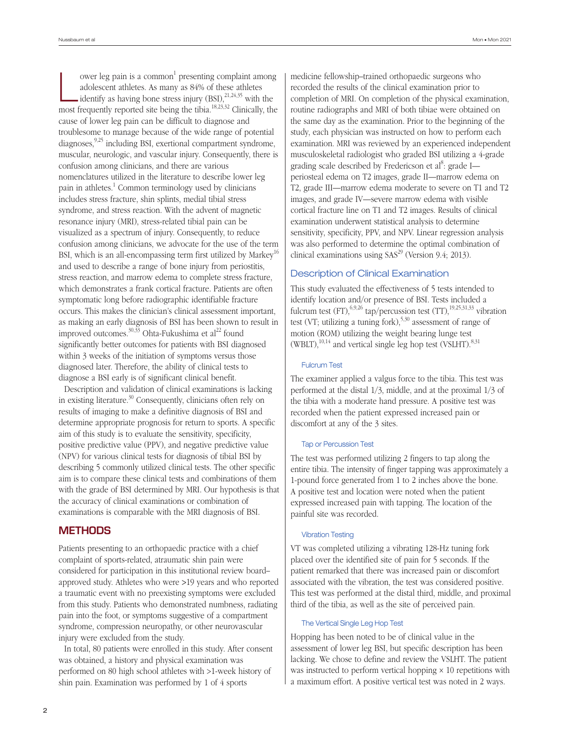Lower leg pain is a common[1] presenting complaint among adolescent athletes. As many as 84% of these athletes identify as having bone stress injury (BSI),[21,24,35] with the most frequently reported site being the tibia.[18,23,32] Clinically, the cause of lower leg pain can be difficult to diagnose and troublesome to manage because of the wide range of potential diagnoses,[9,25] including BSI, exertional compartment syndrome, muscular, neurologic, and vascular injury. Consequently, there is confusion among clinicians, and there are various nomenclatures utilized in the literature to describe lower leg pain in athletes.[1] Common terminology used by clinicians includes stress fracture, shin splints, medial tibial stress syndrome, and stress reaction. With the advent of magnetic resonance injury (MRI), stress-related tibial pain can be visualized as a spectrum of injury. Consequently, to reduce confusion among clinicians, we advocate for the use of the term BSI, which is an all-encompassing term first utilized by Markey[16] and used to describe a range of bone injury from periostitis, stress reaction, and marrow edema to complete stress fracture, which demonstrates a frank cortical fracture. Patients are often symptomatic long before radiographic identifiable fracture occurs. This makes the clinician's clinical assessment important, as making an early diagnosis of BSI has been shown to result in improved outcomes.[30,33] Ohta-Fukushima et al[22] found significantly better outcomes for patients with BSI diagnosed within 3 weeks of the initiation of symptoms versus those diagnosed later. Therefore, the ability of clinical tests to diagnose a BSI early is of significant clinical benefit.

Description and validation of clinical examinations is lacking in existing literature.[30] Consequently, clinicians often rely on results of imaging to make a definitive diagnosis of BSI and determine appropriate prognosis for return to sports. A specific aim of this study is to evaluate the sensitivity, specificity, positive predictive value (PPV), and negative predictive value (NPV) for various clinical tests for diagnosis of tibial BSI by describing 5 commonly utilized clinical tests. The other specific aim is to compare these clinical tests and combinations of them with the grade of BSI determined by MRI. Our hypothesis is that the accuracy of clinical examinations or combination of examinations is comparable with the MRI diagnosis of BSI.

## METHODS

Patients presenting to an orthopaedic practice with a chief complaint of sports-related, atraumatic shin pain were considered for participation in this institutional review board–approved study. Athletes who were >19 years and who reported a traumatic event with no preexisting symptoms were excluded from this study. Patients who demonstrated numbness, radiating pain into the foot, or symptoms suggestive of a compartment syndrome, compression neuropathy, or other neurovascular injury were excluded from the study.

In total, 80 patients were enrolled in this study. After consent was obtained, a history and physical examination was performed on 80 high school athletes with >1-week history of shin pain. Examination was performed by 1 of 4 sports medicine fellowship–trained orthopaedic surgeons who recorded the results of the clinical examination prior to completion of MRI. On completion of the physical examination, routine radiographs and MRI of both tibiae were obtained on the same day as the examination. Prior to the beginning of the study, each physician was instructed on how to perform each examination. MRI was reviewed by an experienced independent musculoskeletal radiologist who graded BSI utilizing a 4-grade grading scale described by Fredericson et al[8]: grade I—periosteal edema on T2 images, grade II—marrow edema on T2, grade III—marrow edema moderate to severe on T1 and T2 images, and grade IV—severe marrow edema with visible cortical fracture line on T1 and T2 images. Results of clinical examination underwent statistical analysis to determine sensitivity, specificity, PPV, and NPV. Linear regression analysis was also performed to determine the optimal combination of clinical examinations using SAS[29] (Version 9.4; 2013).

### Description of Clinical Examination

This study evaluated the effectiveness of 5 tests intended to identify location and/or presence of BSI. Tests included a fulcrum test (FT),[6,9,26] tap/percussion test (TT),[19,25,31,33] vibration test (VT; utilizing a tuning fork),[5,30] assessment of range of motion (ROM) utilizing the weight bearing lunge test (WBLT),[10,14] and vertical single leg hop test (VSLHT).[8,31]

#### Fulcrum Test

The examiner applied a valgus force to the tibia. This test was performed at the distal 1/3, middle, and at the proximal 1/3 of the tibia with a moderate hand pressure. A positive test was recorded when the patient expressed increased pain or discomfort at any of the 3 sites.

#### Tap or Percussion Test

The test was performed utilizing 2 fingers to tap along the entire tibia. The intensity of finger tapping was approximately a 1-pound force generated from 1 to 2 inches above the bone. A positive test and location were noted when the patient expressed increased pain with tapping. The location of the painful site was recorded.

#### Vibration Testing

VT was completed utilizing a vibrating 128-Hz tuning fork placed over the identified site of pain for 5 seconds. If the patient remarked that there was increased pain or discomfort associated with the vibration, the test was considered positive. This test was performed at the distal third, middle, and proximal third of the tibia, as well as the site of perceived pain.

#### The Vertical Single Leg Hop Test

Hopping has been noted to be of clinical value in the assessment of lower leg BSI, but specific description has been lacking. We chose to define and review the VSLHT. The patient was instructed to perform vertical hopping × 10 repetitions with a maximum effort. A positive vertical test was noted in 2 ways.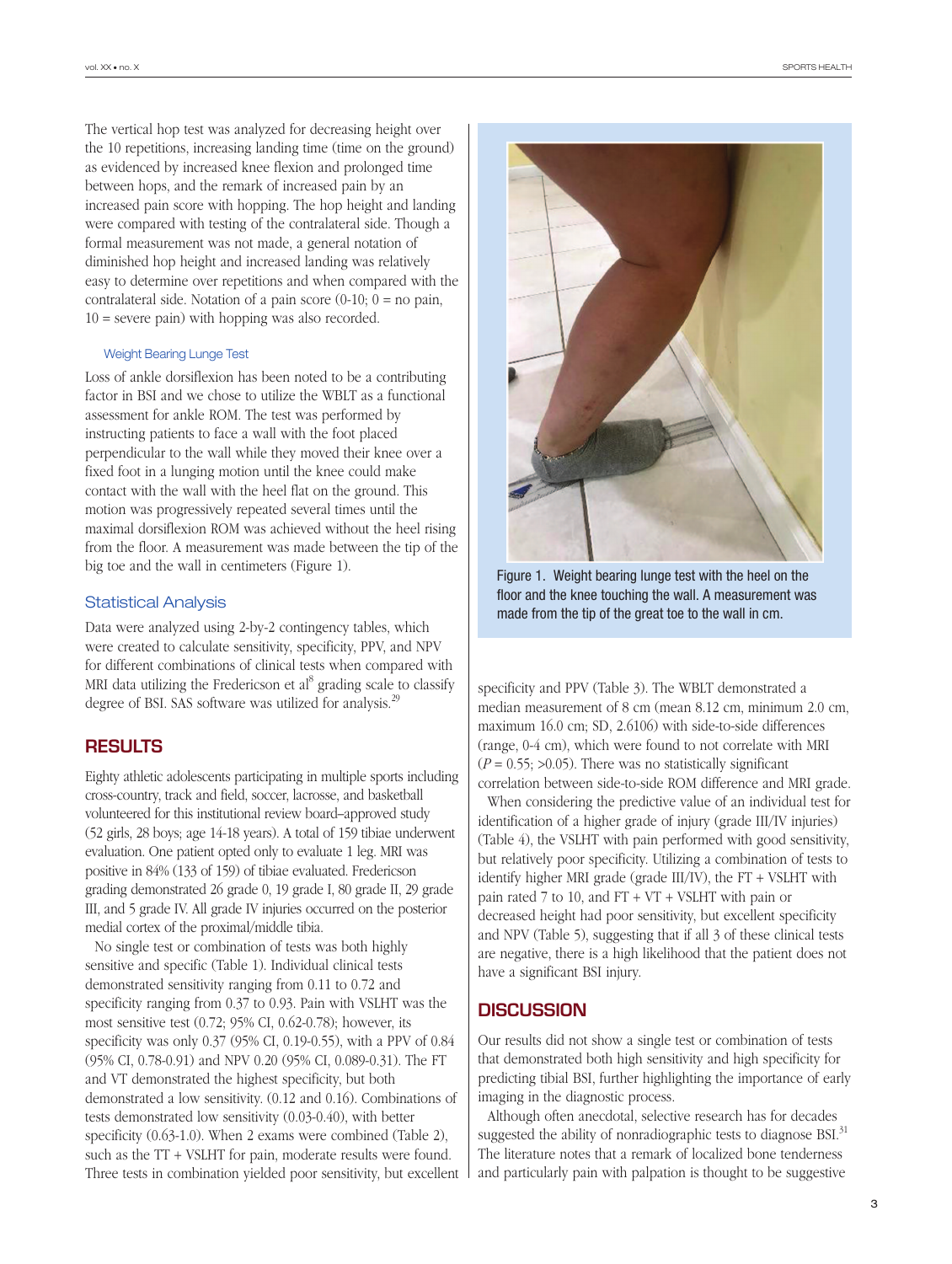The vertical hop test was analyzed for decreasing height over the 10 repetitions, increasing landing time (time on the ground) as evidenced by increased knee flexion and prolonged time between hops, and the remark of increased pain by an increased pain score with hopping. The hop height and landing were compared with testing of the contralateral side. Though a formal measurement was not made, a general notation of diminished hop height and increased landing was relatively easy to determine over repetitions and when compared with the contralateral side. Notation of a pain score (0-10; 0 = no pain, 10 = severe pain) with hopping was also recorded.

### Weight Bearing Lunge Test

Loss of ankle dorsiflexion has been noted to be a contributing factor in BSI and we chose to utilize the WBLT as a functional assessment for ankle ROM. The test was performed by instructing patients to face a wall with the foot placed perpendicular to the wall while they moved their knee over a fixed foot in a lunging motion until the knee could make contact with the wall with the heel flat on the ground. This motion was progressively repeated several times until the maximal dorsiflexion ROM was achieved without the heel rising from the floor. A measurement was made between the tip of the big toe and the wall in centimeters (Figure 1).

Figure 1. Weight bearing lunge test with the heel on the floor and the knee touching the wall. A measurement was made from the tip of the great toe to the wall in cm.

### Statistical Analysis

Data were analyzed using 2-by-2 contingency tables, which were created to calculate sensitivity, specificity, PPV, and NPV for different combinations of clinical tests when compared with MRI data utilizing the Fredericson et al[8] grading scale to classify degree of BSI. SAS software was utilized for analysis.[29]

## RESULTS

Eighty athletic adolescents participating in multiple sports including cross-country, track and field, soccer, lacrosse, and basketball volunteered for this institutional review board–approved study (52 girls, 28 boys; age 14-18 years). A total of 159 tibiae underwent evaluation. One patient opted only to evaluate 1 leg. MRI was positive in 84% (133 of 159) of tibiae evaluated. Fredericson grading demonstrated 26 grade 0, 19 grade I, 80 grade II, 29 grade III, and 5 grade IV. All grade IV injuries occurred on the posterior medial cortex of the proximal/middle tibia.

No single test or combination of tests was both highly sensitive and specific (Table 1). Individual clinical tests demonstrated sensitivity ranging from 0.11 to 0.72 and specificity ranging from 0.37 to 0.93. Pain with VSLHT was the most sensitive test (0.72; 95% CI, 0.62-0.78); however, its specificity was only 0.37 (95% CI, 0.19-0.55), with a PPV of 0.84 (95% CI, 0.78-0.91) and NPV 0.20 (95% CI, 0.089-0.31). The FT and VT demonstrated the highest specificity, but both demonstrated a low sensitivity. (0.12 and 0.16). Combinations of tests demonstrated low sensitivity (0.03-0.40), with better specificity (0.63-1.0). When 2 exams were combined (Table 2), such as the TT + VSLHT for pain, moderate results were found. Three tests in combination yielded poor sensitivity, but excellent specificity and PPV (Table 3). The WBLT demonstrated a median measurement of 8 cm (mean 8.12 cm, minimum 2.0 cm, maximum 16.0 cm; SD, 2.6106) with side-to-side differences (range, 0-4 cm), which were found to not correlate with MRI ($P = 0.55$; >0.05). There was no statistically significant correlation between side-to-side ROM difference and MRI grade.

When considering the predictive value of an individual test for identification of a higher grade of injury (grade III/IV injuries) (Table 4), the VSLHT with pain performed with good sensitivity, but relatively poor specificity. Utilizing a combination of tests to identify higher MRI grade (grade III/IV), the FT + VSLHT with pain rated 7 to 10, and FT + VT + VSLHT with pain or decreased height had poor sensitivity, but excellent specificity and NPV (Table 5), suggesting that if all 3 of these clinical tests are negative, there is a high likelihood that the patient does not have a significant BSI injury.

## DISCUSSION

Our results did not show a single test or combination of tests that demonstrated both high sensitivity and high specificity for predicting tibial BSI, further highlighting the importance of early imaging in the diagnostic process.

Although often anecdotal, selective research has for decades suggested the ability of nonradiographic tests to diagnose BSI.[31] The literature notes that a remark of localized bone tenderness and particularly pain with palpation is thought to be suggestive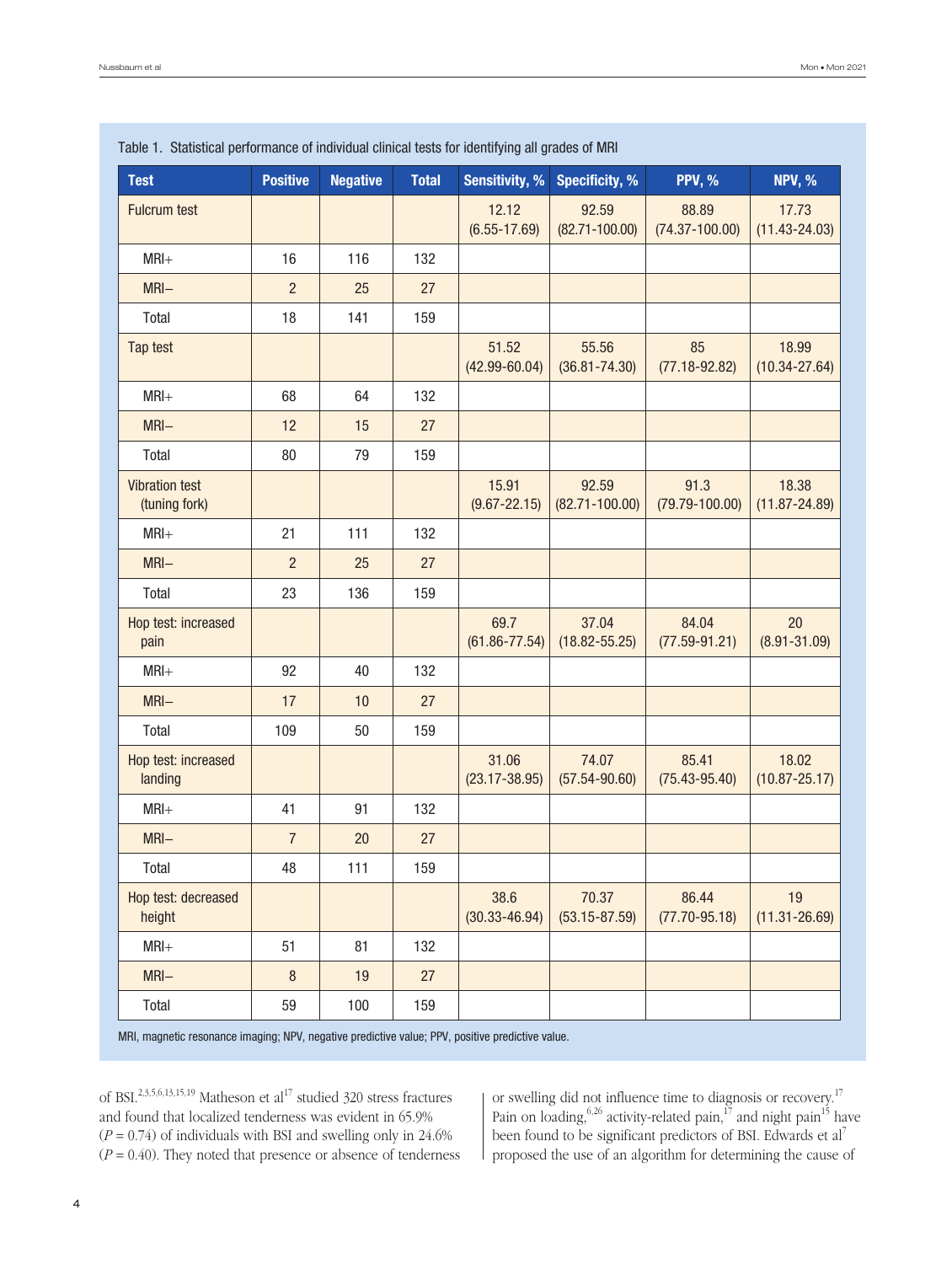Table 1. Statistical performance of individual clinical tests for identifying all grades of MRI

| Test | Positive | Negative | Total | Sensitivity, % | Specificity, % | PPV, % | NPV, % |
|---|---|---|---|---|---|---|---|
| Fulcrum test | | | | 12.12 (6.55-17.69) | 92.59 (82.71-100.00) | 88.89 (74.37-100.00) | 17.73 (11.43-24.03) |
| MRI+ | 16 | 116 | 132 | | | | |
| MRI– | 2 | 25 | 27 | | | | |
| Total | 18 | 141 | 159 | | | | |
| Tap test | | | | 51.52 (42.99-60.04) | 55.56 (36.81-74.30) | 85 (77.18-92.82) | 18.99 (10.34-27.64) |
| MRI+ | 68 | 64 | 132 | | | | |
| MRI– | 12 | 15 | 27 | | | | |
| Total | 80 | 79 | 159 | | | | |
| Vibration test (tuning fork) | | | | 15.91 (9.67-22.15) | 92.59 (82.71-100.00) | 91.3 (79.79-100.00) | 18.38 (11.87-24.89) |
| MRI+ | 21 | 111 | 132 | | | | |
| MRI– | 2 | 25 | 27 | | | | |
| Total | 23 | 136 | 159 | | | | |
| Hop test: increased pain | | | | 69.7 (61.86-77.54) | 37.04 (18.82-55.25) | 84.04 (77.59-91.21) | 20 (8.91-31.09) |
| MRI+ | 92 | 40 | 132 | | | | |
| MRI– | 17 | 10 | 27 | | | | |
| Total | 109 | 50 | 159 | | | | |
| Hop test: increased landing | | | | 31.06 (23.17-38.95) | 74.07 (57.54-90.60) | 85.41 (75.43-95.40) | 18.02 (10.87-25.17) |
| MRI+ | 41 | 91 | 132 | | | | |
| MRI– | 7 | 20 | 27 | | | | |
| Total | 48 | 111 | 159 | | | | |
| Hop test: decreased height | | | | 38.6 (30.33-46.94) | 70.37 (53.15-87.59) | 86.44 (77.70-95.18) | 19 (11.31-26.69) |
| MRI+ | 51 | 81 | 132 | | | | |
| MRI– | 8 | 19 | 27 | | | | |
| Total | 59 | 100 | 159 | | | | |

MRI, magnetic resonance imaging; NPV, negative predictive value; PPV, positive predictive value.

of BSI.[2,3,5,6,13,15,19] Matheson et al[17] studied 320 stress fractures and found that localized tenderness was evident in 65.9% ($P = 0.74$) of individuals with BSI and swelling only in 24.6% ($P = 0.40$). They noted that presence or absence of tenderness or swelling did not influence time to diagnosis or recovery.[17] Pain on loading,[6,26] activity-related pain,[17] and night pain[15] have been found to be significant predictors of BSI. Edwards et al[7] proposed the use of an algorithm for determining the cause of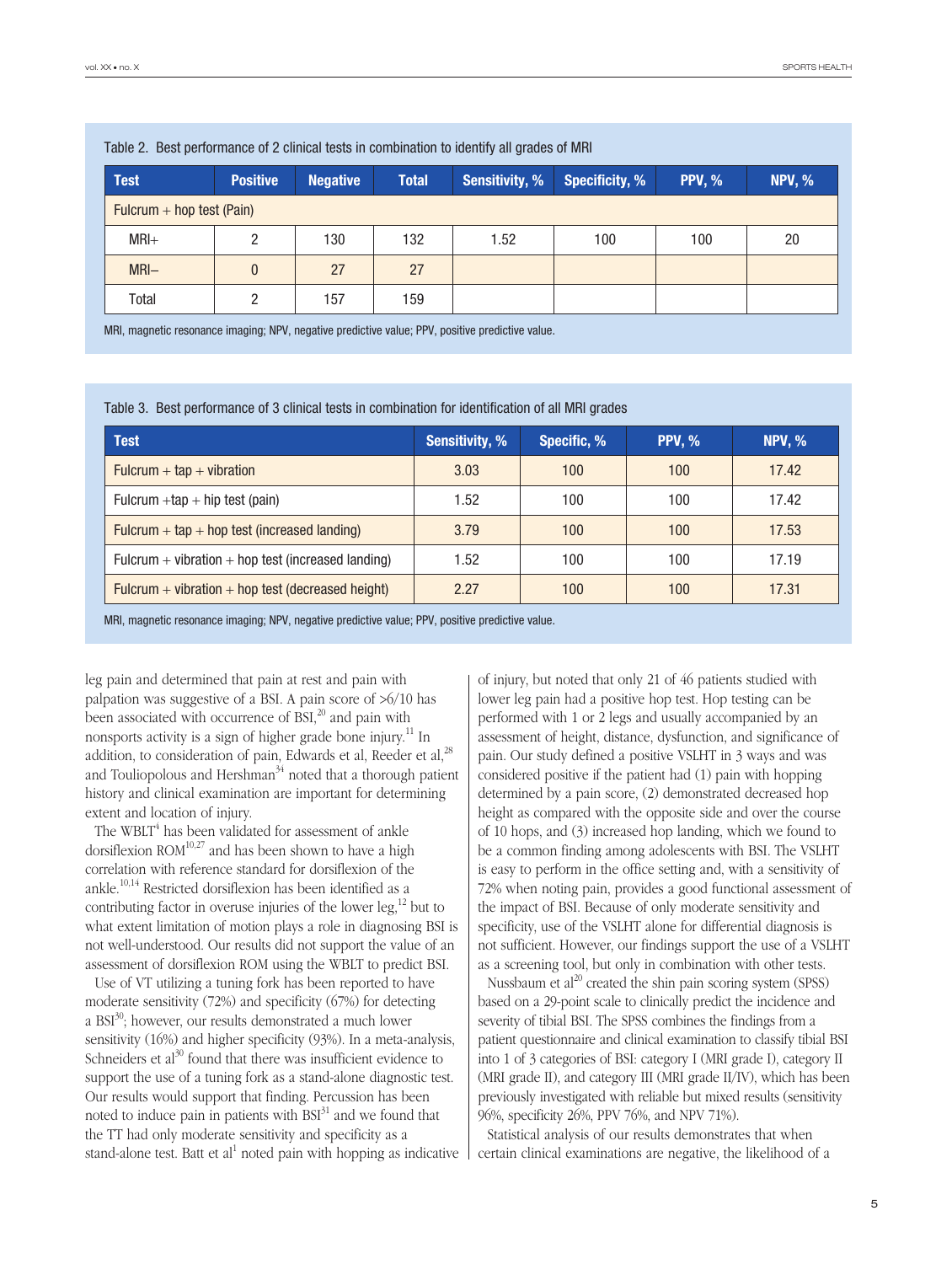Table 2. Best performance of 2 clinical tests in combination to identify all grades of MRI

| Test | Positive | Negative | Total | Sensitivity, % | Specificity, % | PPV, % | NPV, % |
| --- | --- | --- | --- | --- | --- | --- | --- |
| Fulcrum + hop test (Pain) | | | | | | | |
| MRI+ | 2 | 130 | 132 | 1.52 | 100 | 100 | 20 |
| MRI– | 0 | 27 | 27 | | | | |
| Total | 2 | 157 | 159 | | | | |

MRI, magnetic resonance imaging; NPV, negative predictive value; PPV, positive predictive value.

Table 3. Best performance of 3 clinical tests in combination for identification of all MRI grades

| Test | Sensitivity, % | Specific, % | PPV, % | NPV, % |
| --- | --- | --- | --- | --- |
| Fulcrum + tap + vibration | 3.03 | 100 | 100 | 17.42 |
| Fulcrum +tap + hip test (pain) | 1.52 | 100 | 100 | 17.42 |
| Fulcrum + tap + hop test (increased landing) | 3.79 | 100 | 100 | 17.53 |
| Fulcrum + vibration + hop test (increased landing) | 1.52 | 100 | 100 | 17.19 |
| Fulcrum + vibration + hop test (decreased height) | 2.27 | 100 | 100 | 17.31 |

MRI, magnetic resonance imaging; NPV, negative predictive value; PPV, positive predictive value.

leg pain and determined that pain at rest and pain with palpation was suggestive of a BSI. A pain score of >6/10 has been associated with occurrence of BSI,[20] and pain with nonsports activity is a sign of higher grade bone injury.[11] In addition, to consideration of pain, Edwards et al, Reeder et al,[28] and Touliopolous and Hershman[34] noted that a thorough patient history and clinical examination are important for determining extent and location of injury.

The WBLT[4] has been validated for assessment of ankle dorsiflexion ROM[10,27] and has been shown to have a high correlation with reference standard for dorsiflexion of the ankle.[10,14] Restricted dorsiflexion has been identified as a contributing factor in overuse injuries of the lower leg,[12] but to what extent limitation of motion plays a role in diagnosing BSI is not well-understood. Our results did not support the value of an assessment of dorsiflexion ROM using the WBLT to predict BSI.

Use of VT utilizing a tuning fork has been reported to have moderate sensitivity (72%) and specificity (67%) for detecting a BSI[30]; however, our results demonstrated a much lower sensitivity (16%) and higher specificity (93%). In a meta-analysis, Schneiders et al[30] found that there was insufficient evidence to support the use of a tuning fork as a stand-alone diagnostic test. Our results would support that finding. Percussion has been noted to induce pain in patients with BSI[31] and we found that the TT had only moderate sensitivity and specificity as a stand-alone test. Batt et al[1] noted pain with hopping as indicative of injury, but noted that only 21 of 46 patients studied with lower leg pain had a positive hop test. Hop testing can be performed with 1 or 2 legs and usually accompanied by an assessment of height, distance, dysfunction, and significance of pain. Our study defined a positive VSLHT in 3 ways and was considered positive if the patient had (1) pain with hopping determined by a pain score, (2) demonstrated decreased hop height as compared with the opposite side and over the course of 10 hops, and (3) increased hop landing, which we found to be a common finding among adolescents with BSI. The VSLHT is easy to perform in the office setting and, with a sensitivity of 72% when noting pain, provides a good functional assessment of the impact of BSI. Because of only moderate sensitivity and specificity, use of the VSLHT alone for differential diagnosis is not sufficient. However, our findings support the use of a VSLHT as a screening tool, but only in combination with other tests.

Nussbaum et al[20] created the shin pain scoring system (SPSS) based on a 29-point scale to clinically predict the incidence and severity of tibial BSI. The SPSS combines the findings from a patient questionnaire and clinical examination to classify tibial BSI into 1 of 3 categories of BSI: category I (MRI grade I), category II (MRI grade II), and category III (MRI grade II/IV), which has been previously investigated with reliable but mixed results (sensitivity 96%, specificity 26%, PPV 76%, and NPV 71%).

Statistical analysis of our results demonstrates that when certain clinical examinations are negative, the likelihood of a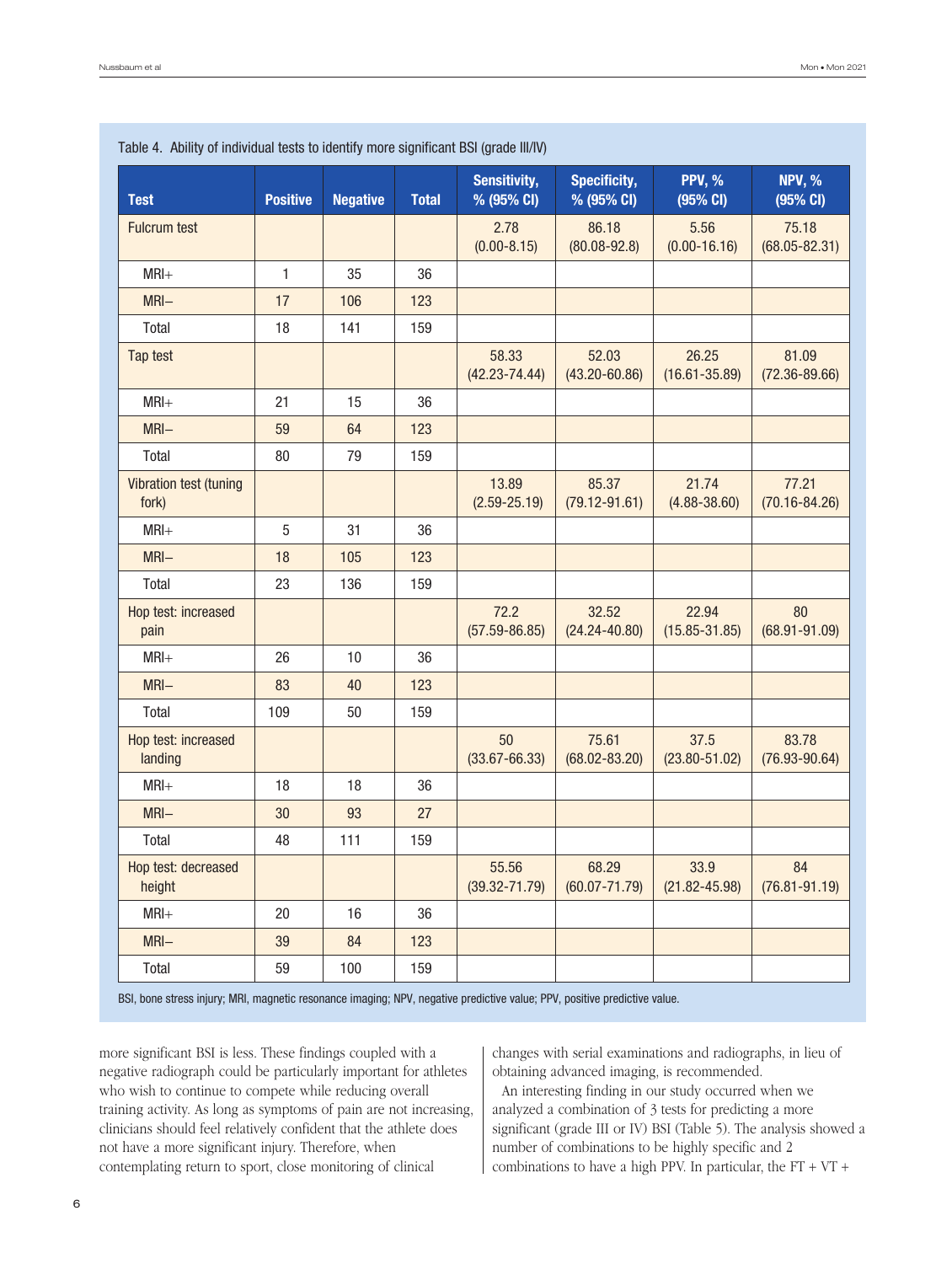Table 4. Ability of individual tests to identify more significant BSI (grade III/IV)

| Test | Positive | Negative | Total | Sensitivity, % (95% CI) | Specificity, % (95% CI) | PPV, % (95% CI) | NPV, % (95% CI) |
|---|---|---|---|---|---|---|---|
| Fulcrum test | | | | 2.78 (0.00-8.15) | 86.18 (80.08-92.8) | 5.56 (0.00-16.16) | 75.18 (68.05-82.31) |
| MRI+ | 1 | 35 | 36 | | | | |
| MRI– | 17 | 106 | 123 | | | | |
| Total | 18 | 141 | 159 | | | | |
| Tap test | | | | 58.33 (42.23-74.44) | 52.03 (43.20-60.86) | 26.25 (16.61-35.89) | 81.09 (72.36-89.66) |
| MRI+ | 21 | 15 | 36 | | | | |
| MRI– | 59 | 64 | 123 | | | | |
| Total | 80 | 79 | 159 | | | | |
| Vibration test (tuning fork) | | | | 13.89 (2.59-25.19) | 85.37 (79.12-91.61) | 21.74 (4.88-38.60) | 77.21 (70.16-84.26) |
| MRI+ | 5 | 31 | 36 | | | | |
| MRI– | 18 | 105 | 123 | | | | |
| Total | 23 | 136 | 159 | | | | |
| Hop test: increased pain | | | | 72.2 (57.59-86.85) | 32.52 (24.24-40.80) | 22.94 (15.85-31.85) | 80 (68.91-91.09) |
| MRI+ | 26 | 10 | 36 | | | | |
| MRI– | 83 | 40 | 123 | | | | |
| Total | 109 | 50 | 159 | | | | |
| Hop test: increased landing | | | | 50 (33.67-66.33) | 75.61 (68.02-83.20) | 37.5 (23.80-51.02) | 83.78 (76.93-90.64) |
| MRI+ | 18 | 18 | 36 | | | | |
| MRI– | 30 | 93 | 27 | | | | |
| Total | 48 | 111 | 159 | | | | |
| Hop test: decreased height | | | | 55.56 (39.32-71.79) | 68.29 (60.07-71.79) | 33.9 (21.82-45.98) | 84 (76.81-91.19) |
| MRI+ | 20 | 16 | 36 | | | | |
| MRI– | 39 | 84 | 123 | | | | |
| Total | 59 | 100 | 159 | | | | |

BSI, bone stress injury; MRI, magnetic resonance imaging; NPV, negative predictive value; PPV, positive predictive value.

more significant BSI is less. These findings coupled with a negative radiograph could be particularly important for athletes who wish to continue to compete while reducing overall training activity. As long as symptoms of pain are not increasing, clinicians should feel relatively confident that the athlete does not have a more significant injury. Therefore, when contemplating return to sport, close monitoring of clinical changes with serial examinations and radiographs, in lieu of obtaining advanced imaging, is recommended.

An interesting finding in our study occurred when we analyzed a combination of 3 tests for predicting a more significant (grade III or IV) BSI (Table 5). The analysis showed a number of combinations to be highly specific and 2 combinations to have a high PPV. In particular, the FT + VT +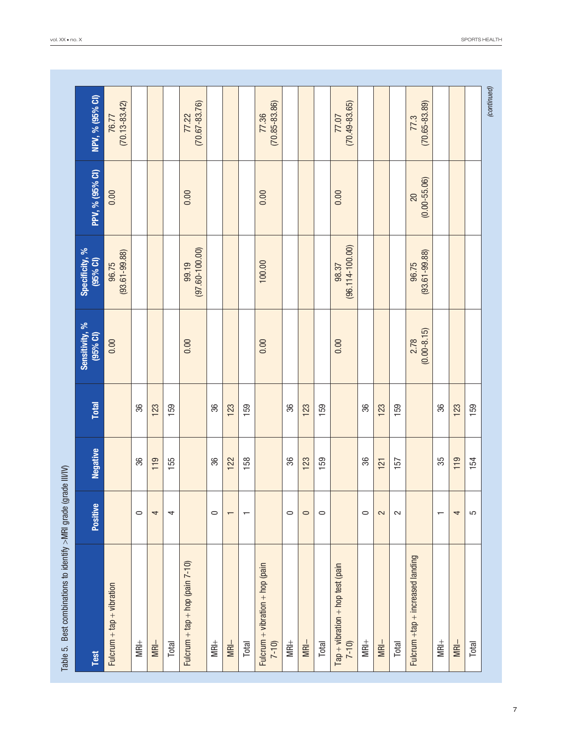Table 5. Best combinations to identify >MRI grade (grade III/IV)

| Test | Positive | Negative | Total | Sensitivity, % (95% CI) | Specificity, % (95% CI) | PPV, % (95% CI) | NPV, % (95% CI) |
|---|---|---|---|---|---|---|---|
| Fulcrum + tap + vibration | | | | 0.00 | 96.75 (93.61-99.88) | 0.00 | 76.77 (70.13-83.42) |
| MRI+ | 0 | 36 | 36 | | | | |
| MRI– | 4 | 119 | 123 | | | | |
| Total | 4 | 155 | 159 | | | | |
| Fulcrum + tap + hop (pain 7-10) | | | | 0.00 | 99.19 (97.60-100.00) | 0.00 | 77.22 (70.67-83.76) |
| MRI+ | 0 | 36 | 36 | | | | |
| MRI– | 1 | 122 | 123 | | | | |
| Total | 1 | 158 | 159 | | | | |
| Fulcrum + vibration + hop (pain 7-10) | | | | 0.00 | 100.00 | 0.00 | 77.36 (70.85-83.86) |
| MRI+ | 0 | 36 | 36 | | | | |
| MRI– | 0 | 123 | 123 | | | | |
| Total | 0 | 159 | 159 | | | | |
| Tap + vibration + hop test (pain 7-10) | | | | 0.00 | 98.37 (96.114-100.00) | 0.00 | 77.07 (70.49-83.65) |
| MRI+ | 0 | 36 | 36 | | | | |
| MRI– | 2 | 121 | 123 | | | | |
| Total | 2 | 157 | 159 | | | | |
| Fulcrum +tap + increased landing | | | | 2.78 (0.00-8.15) | 96.75 (93.61-99.88) | 20 (0.00-55.06) | 77.3 (70.65-83.89) |
| MRI+ | 1 | 35 | 36 | | | | |
| MRI– | 4 | 119 | 123 | | | | |
| Total | 5 | 154 | 159 | | | | |

*(continued)*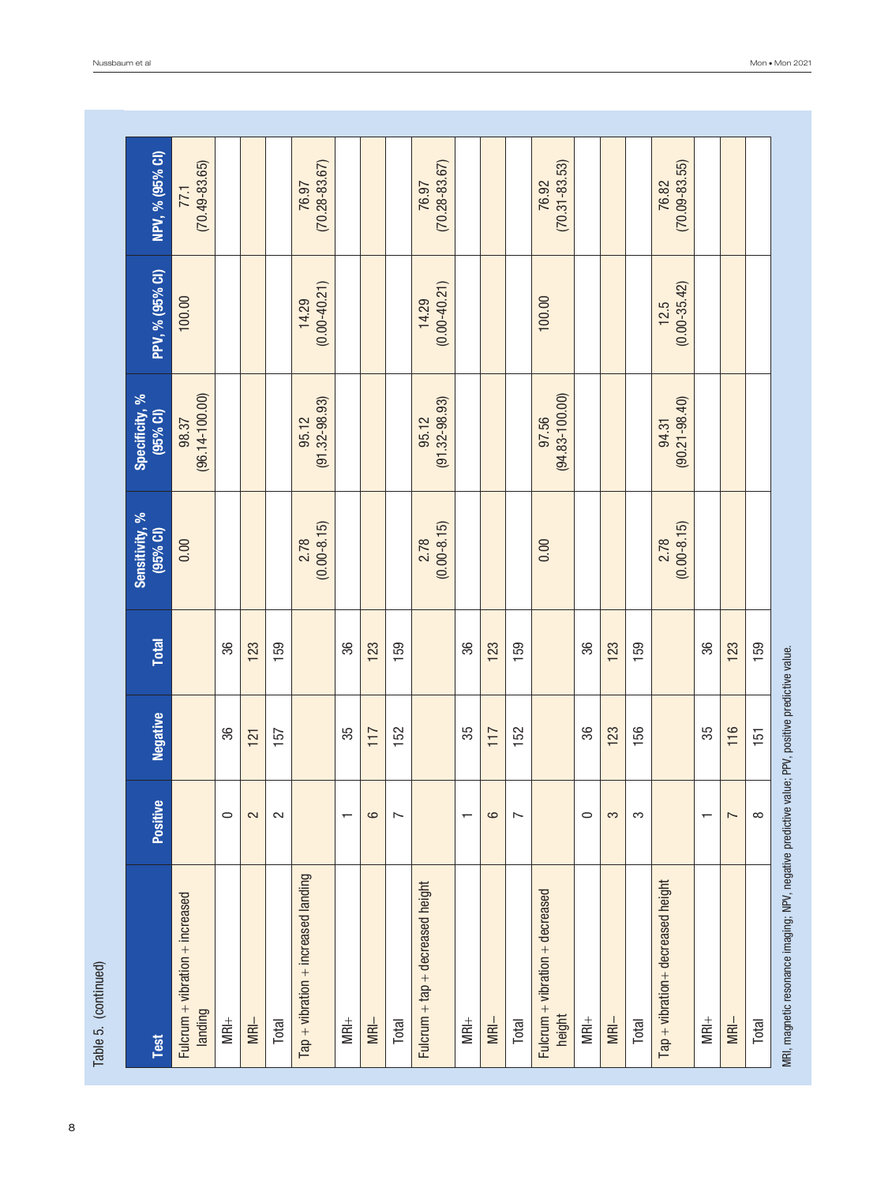Table 5. (continued)

| Test | Positive | Negative | Total | Sensitivity, % (95% CI) | Specificity, % (95% CI) | PPV, % (95% CI) | NPV, % (95% CI) |
|---|---|---|---|---|---|---|---|
| Fulcrum + vibration + increased landing | | | | 0.00 | 98.37 (96.14-100.00) | 100.00 | 77.1 (70.49-83.65) |
| MRI+ | 0 | 36 | 36 | | | | |
| MRI– | 2 | 121 | 123 | | | | |
| Total | 2 | 157 | 159 | | | | |
| Tap + vibration + increased landing | | | | 2.78 (0.00-8.15) | 95.12 (91.32-98.93) | 14.29 (0.00-40.21) | 76.97 (70.28-83.67) |
| MRI+ | 1 | 35 | 36 | | | | |
| MRI– | 6 | 117 | 123 | | | | |
| Total | 7 | 152 | 159 | | | | |
| Fulcrum + tap + decreased height | | | | 2.78 (0.00-8.15) | 95.12 (91.32-98.93) | 14.29 (0.00-40.21) | 76.97 (70.28-83.67) |
| MRI+ | 1 | 35 | 36 | | | | |
| MRI– | 6 | 117 | 123 | | | | |
| Total | 7 | 152 | 159 | | | | |
| Fulcrum + vibration + decreased height | | | | 0.00 | 97.56 (94.83-100.00) | 100.00 | 76.92 (70.31-83.53) |
| MRI+ | 0 | 36 | 36 | | | | |
| MRI– | 3 | 123 | 123 | | | | |
| Total | 3 | 156 | 159 | | | | |
| Tap + vibration+ decreased height | | | | 2.78 (0.00-8.15) | 94.31 (90.21-98.40) | 12.5 (0.00-35.42) | 76.82 (70.09-83.55) |
| MRI+ | 1 | 35 | 36 | | | | |
| MRI– | 7 | 116 | 123 | | | | |
| Total | 8 | 151 | 159 | | | | |

MRI, magnetic resonance imaging; NPV, negative predictive value; PPV, positive predictive value.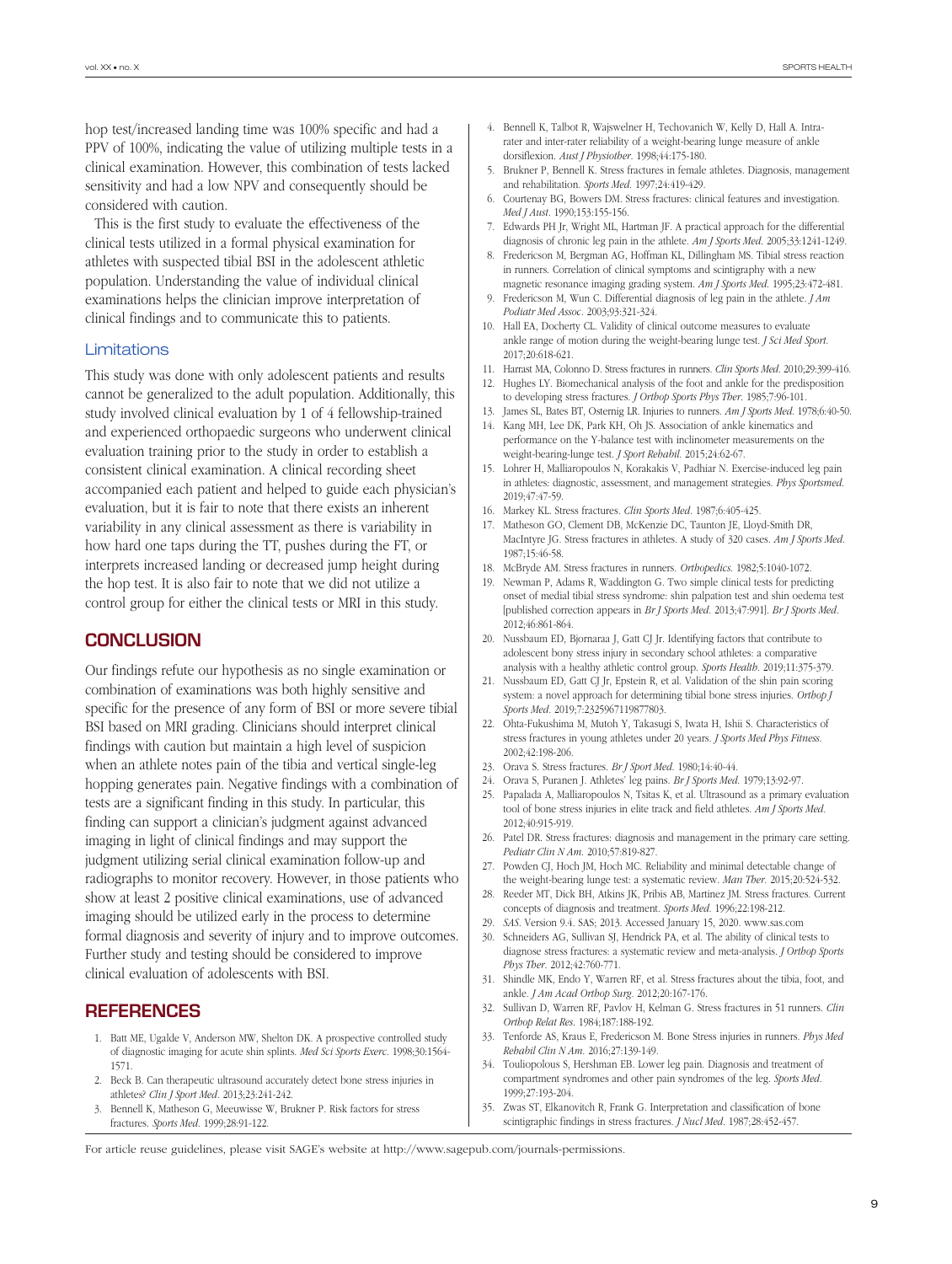hop test/increased landing time was 100% specific and had a PPV of 100%, indicating the value of utilizing multiple tests in a clinical examination. However, this combination of tests lacked sensitivity and had a low NPV and consequently should be considered with caution.

This is the first study to evaluate the effectiveness of the clinical tests utilized in a formal physical examination for athletes with suspected tibial BSI in the adolescent athletic population. Understanding the value of individual clinical examinations helps the clinician improve interpretation of clinical findings and to communicate this to patients.

### Limitations

This study was done with only adolescent patients and results cannot be generalized to the adult population. Additionally, this study involved clinical evaluation by 1 of 4 fellowship-trained and experienced orthopaedic surgeons who underwent clinical evaluation training prior to the study in order to establish a consistent clinical examination. A clinical recording sheet accompanied each patient and helped to guide each physician's evaluation, but it is fair to note that there exists an inherent variability in any clinical assessment as there is variability in how hard one taps during the TT, pushes during the FT, or interprets increased landing or decreased jump height during the hop test. It is also fair to note that we did not utilize a control group for either the clinical tests or MRI in this study.

## CONCLUSION

Our findings refute our hypothesis as no single examination or combination of examinations was both highly sensitive and specific for the presence of any form of BSI or more severe tibial BSI based on MRI grading. Clinicians should interpret clinical findings with caution but maintain a high level of suspicion when an athlete notes pain of the tibia and vertical single-leg hopping generates pain. Negative findings with a combination of tests are a significant finding in this study. In particular, this finding can support a clinician's judgment against advanced imaging in light of clinical findings and may support the judgment utilizing serial clinical examination follow-up and radiographs to monitor recovery. However, in those patients who show at least 2 positive clinical examinations, use of advanced imaging should be utilized early in the process to determine formal diagnosis and severity of injury and to improve outcomes. Further study and testing should be considered to improve clinical evaluation of adolescents with BSI.

## REFERENCES

1. Batt ME, Ugalde V, Anderson MW, Shelton DK. A prospective controlled study of diagnostic imaging for acute shin splints. *Med Sci Sports Exerc.* 1998;30:1564-1571.
2. Beck B. Can therapeutic ultrasound accurately detect bone stress injuries in athletes? *Clin J Sport Med.* 2013;23:241-242.
3. Bennell K, Matheson G, Meeuwisse W, Brukner P. Risk factors for stress fractures. *Sports Med.* 1999;28:91-122.
4. Bennell K, Talbot R, Wajswelner H, Techovanich W, Kelly D, Hall A. Intra-rater and inter-rater reliability of a weight-bearing lunge measure of ankle dorsiflexion. *Aust J Physiother.* 1998;44:175-180.
5. Brukner P, Bennell K. Stress fractures in female athletes. Diagnosis, management and rehabilitation. *Sports Med.* 1997;24:419-429.
6. Courtenay BG, Bowers DM. Stress fractures: clinical features and investigation. *Med J Aust.* 1990;153:155-156.
7. Edwards PH Jr, Wright ML, Hartman JF. A practical approach for the differential diagnosis of chronic leg pain in the athlete. *Am J Sports Med.* 2005;33:1241-1249.
8. Fredericson M, Bergman AG, Hoffman KL, Dillingham MS. Tibial stress reaction in runners. Correlation of clinical symptoms and scintigraphy with a new magnetic resonance imaging grading system. *Am J Sports Med.* 1995;23:472-481.
9. Fredericson M, Wun C. Differential diagnosis of leg pain in the athlete. *J Am Podiatr Med Assoc.* 2003;93:321-324.
10. Hall EA, Docherty CL. Validity of clinical outcome measures to evaluate ankle range of motion during the weight-bearing lunge test. *J Sci Med Sport.* 2017;20:618-621.
11. Harrast MA, Colonno D. Stress fractures in runners. *Clin Sports Med.* 2010;29:399-416.
12. Hughes LY. Biomechanical analysis of the foot and ankle for the predisposition to developing stress fractures. *J Orthop Sports Phys Ther.* 1985;7:96-101.
13. James SL, Bates BT, Osternig LR. Injuries to runners. *Am J Sports Med.* 1978;6:40-50.
14. Kang MH, Lee DK, Park KH, Oh JS. Association of ankle kinematics and performance on the Y-balance test with inclinometer measurements on the weight-bearing-lunge test. *J Sport Rehabil.* 2015;24:62-67.
15. Lohrer H, Malliaropoulos N, Korakakis V, Padhiar N. Exercise-induced leg pain in athletes: diagnostic, assessment, and management strategies. *Phys Sportsmed.* 2019;47:47-59.
16. Markey KL. Stress fractures. *Clin Sports Med.* 1987;6:405-425.
17. Matheson GO, Clement DB, McKenzie DC, Taunton JE, Lloyd-Smith DR, MacIntyre JG. Stress fractures in athletes. A study of 320 cases. *Am J Sports Med.* 1987;15:46-58.
18. McBryde AM. Stress fractures in runners. *Orthopedics.* 1982;5:1040-1072.
19. Newman P, Adams R, Waddington G. Two simple clinical tests for predicting onset of medial tibial stress syndrome: shin palpation test and shin oedema test [published correction appears in *Br J Sports Med.* 2013;47:991]. *Br J Sports Med.* 2012;46:861-864.
20. Nussbaum ED, Bjornaraa J, Gatt CJ Jr. Identifying factors that contribute to adolescent bony stress injury in secondary school athletes: a comparative analysis with a healthy athletic control group. *Sports Health.* 2019;11:375-379.
21. Nussbaum ED, Gatt CJ Jr, Epstein R, et al. Validation of the shin pain scoring system: a novel approach for determining tibial bone stress injuries. *Orthop J Sports Med.* 2019;7:2325967119877803.
22. Ohta-Fukushima M, Mutoh Y, Takasugi S, Iwata H, Ishii S. Characteristics of stress fractures in young athletes under 20 years. *J Sports Med Phys Fitness.* 2002;42:198-206.
23. Orava S. Stress fractures. *Br J Sport Med.* 1980;14:40-44.
24. Orava S, Puranen J. Athletes' leg pains. *Br J Sports Med.* 1979;13:92-97.
25. Papalada A, Malliaropoulos N, Tsitas K, et al. Ultrasound as a primary evaluation tool of bone stress injuries in elite track and field athletes. *Am J Sports Med.* 2012;40:915-919.
26. Patel DR. Stress fractures: diagnosis and management in the primary care setting. *Pediatr Clin N Am.* 2010;57:819-827.
27. Powden CJ, Hoch JM, Hoch MC. Reliability and minimal detectable change of the weight-bearing lunge test: a systematic review. *Man Ther.* 2015;20:524-532.
28. Reeder MT, Dick BH, Atkins JK, Pribis AB, Martinez JM. Stress fractures. Current concepts of diagnosis and treatment. *Sports Med.* 1996;22:198-212.
29. *SAS.* Version 9.4. SAS; 2013. Accessed January 15, 2020. www.sas.com
30. Schneiders AG, Sullivan SJ, Hendrick PA, et al. The ability of clinical tests to diagnose stress fractures: a systematic review and meta-analysis. *J Orthop Sports Phys Ther.* 2012;42:760-771.
31. Shindle MK, Endo Y, Warren RF, et al. Stress fractures about the tibia, foot, and ankle. *J Am Acad Orthop Surg.* 2012;20:167-176.
32. Sullivan D, Warren RF, Pavlov H, Kelman G. Stress fractures in 51 runners. *Clin Orthop Relat Res.* 1984;187:188-192.
33. Tenforde AS, Kraus E, Fredericson M. Bone Stress injuries in runners. *Phys Med Rehabil Clin N Am.* 2016;27:139-149.
34. Touliopolous S, Hershman EB. Lower leg pain. Diagnosis and treatment of compartment syndromes and other pain syndromes of the leg. *Sports Med.* 1999;27:193-204.
35. Zwas ST, Elkanovitch R, Frank G. Interpretation and classification of bone scintigraphic findings in stress fractures. *J Nucl Med.* 1987;28:452-457.

For article reuse guidelines, please visit SAGE's website at http://www.sagepub.com/journals-permissions.